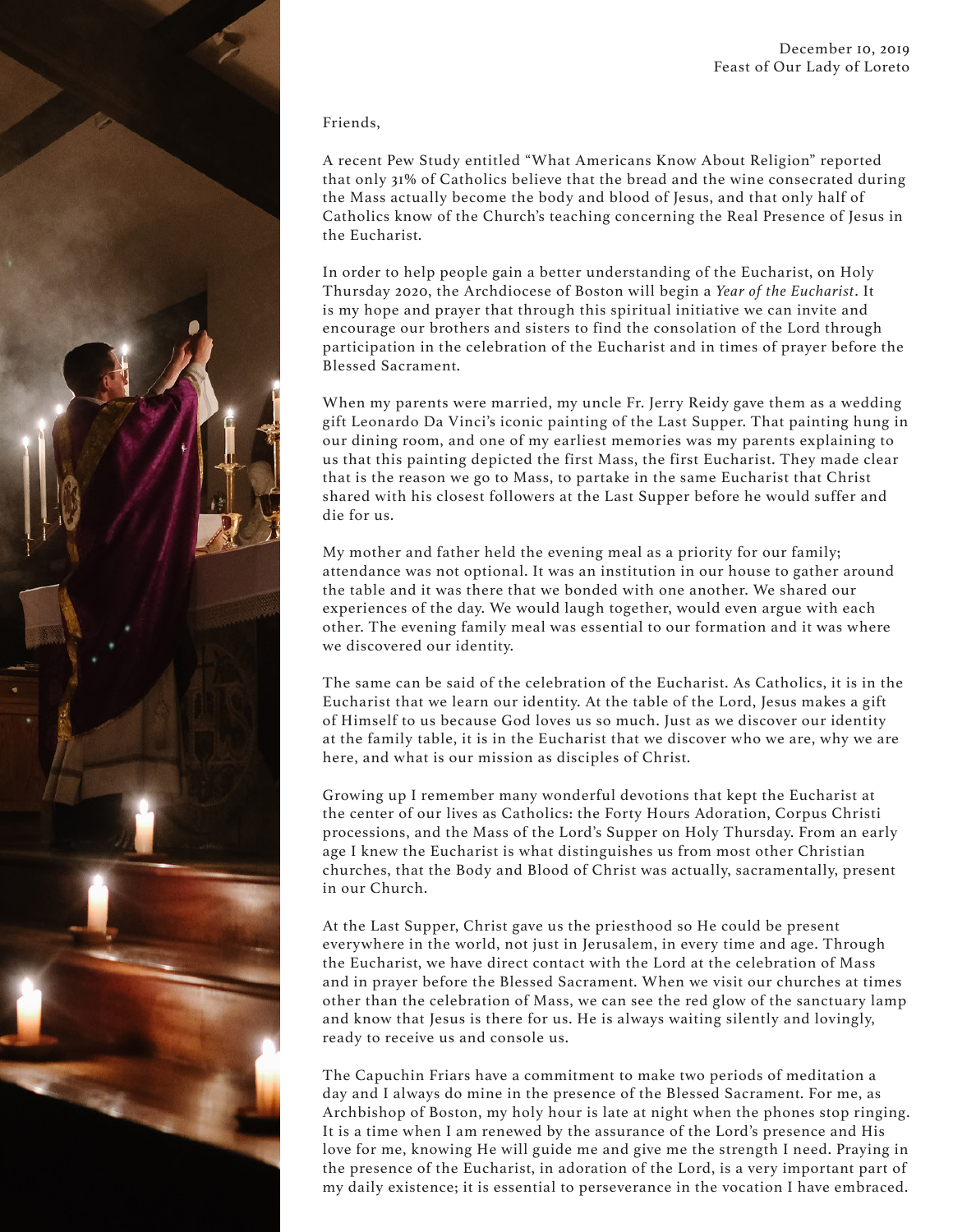December 10, 2019
Feast of Our Lady of Loreto

Friends,

A recent Pew Study entitled "What Americans Know About Religion" reported that only 31% of Catholics believe that the bread and the wine consecrated during the Mass actually become the body and blood of Jesus, and that only half of Catholics know of the Church's teaching concerning the Real Presence of Jesus in the Eucharist.

In order to help people gain a better understanding of the Eucharist, on Holy Thursday 2020, the Archdiocese of Boston will begin a *Year of the Eucharist*. It is my hope and prayer that through this spiritual initiative we can invite and encourage our brothers and sisters to find the consolation of the Lord through participation in the celebration of the Eucharist and in times of prayer before the Blessed Sacrament.

When my parents were married, my uncle Fr. Jerry Reidy gave them as a wedding gift Leonardo Da Vinci's iconic painting of the Last Supper. That painting hung in our dining room, and one of my earliest memories was my parents explaining to us that this painting depicted the first Mass, the first Eucharist. They made clear that is the reason we go to Mass, to partake in the same Eucharist that Christ shared with his closest followers at the Last Supper before he would suffer and die for us.

My mother and father held the evening meal as a priority for our family; attendance was not optional. It was an institution in our house to gather around the table and it was there that we bonded with one another. We shared our experiences of the day. We would laugh together, would even argue with each other. The evening family meal was essential to our formation and it was where we discovered our identity.

The same can be said of the celebration of the Eucharist. As Catholics, it is in the Eucharist that we learn our identity. At the table of the Lord, Jesus makes a gift of Himself to us because God loves us so much. Just as we discover our identity at the family table, it is in the Eucharist that we discover who we are, why we are here, and what is our mission as disciples of Christ.

Growing up I remember many wonderful devotions that kept the Eucharist at the center of our lives as Catholics: the Forty Hours Adoration, Corpus Christi processions, and the Mass of the Lord's Supper on Holy Thursday. From an early age I knew the Eucharist is what distinguishes us from most other Christian churches, that the Body and Blood of Christ was actually, sacramentally, present in our Church.

At the Last Supper, Christ gave us the priesthood so He could be present everywhere in the world, not just in Jerusalem, in every time and age. Through the Eucharist, we have direct contact with the Lord at the celebration of Mass and in prayer before the Blessed Sacrament. When we visit our churches at times other than the celebration of Mass, we can see the red glow of the sanctuary lamp and know that Jesus is there for us. He is always waiting silently and lovingly, ready to receive us and console us.

The Capuchin Friars have a commitment to make two periods of meditation a day and I always do mine in the presence of the Blessed Sacrament. For me, as Archbishop of Boston, my holy hour is late at night when the phones stop ringing. It is a time when I am renewed by the assurance of the Lord's presence and His love for me, knowing He will guide me and give me the strength I need. Praying in the presence of the Eucharist, in adoration of the Lord, is a very important part of my daily existence; it is essential to perseverance in the vocation I have embraced.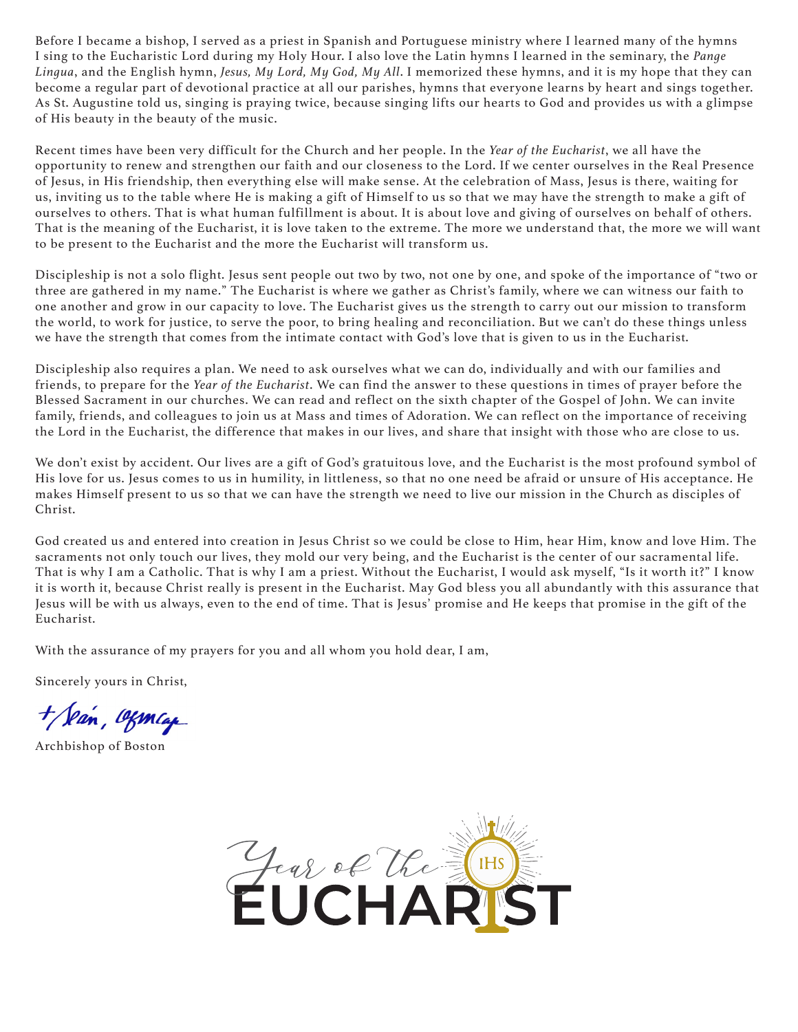Before I became a bishop, I served as a priest in Spanish and Portuguese ministry where I learned many of the hymns I sing to the Eucharistic Lord during my Holy Hour. I also love the Latin hymns I learned in the seminary, the *Pange Lingua*, and the English hymn, *Jesus, My Lord, My God, My All*. I memorized these hymns, and it is my hope that they can become a regular part of devotional practice at all our parishes, hymns that everyone learns by heart and sings together. As St. Augustine told us, singing is praying twice, because singing lifts our hearts to God and provides us with a glimpse of His beauty in the beauty of the music.

Recent times have been very difficult for the Church and her people. In the *Year of the Eucharist*, we all have the opportunity to renew and strengthen our faith and our closeness to the Lord. If we center ourselves in the Real Presence of Jesus, in His friendship, then everything else will make sense. At the celebration of Mass, Jesus is there, waiting for us, inviting us to the table where He is making a gift of Himself to us so that we may have the strength to make a gift of ourselves to others. That is what human fulfillment is about. It is about love and giving of ourselves on behalf of others. That is the meaning of the Eucharist, it is love taken to the extreme. The more we understand that, the more we will want to be present to the Eucharist and the more the Eucharist will transform us.

Discipleship is not a solo flight. Jesus sent people out two by two, not one by one, and spoke of the importance of "two or three are gathered in my name." The Eucharist is where we gather as Christ's family, where we can witness our faith to one another and grow in our capacity to love. The Eucharist gives us the strength to carry out our mission to transform the world, to work for justice, to serve the poor, to bring healing and reconciliation. But we can't do these things unless we have the strength that comes from the intimate contact with God's love that is given to us in the Eucharist.

Discipleship also requires a plan. We need to ask ourselves what we can do, individually and with our families and friends, to prepare for the *Year of the Eucharist*. We can find the answer to these questions in times of prayer before the Blessed Sacrament in our churches. We can read and reflect on the sixth chapter of the Gospel of John. We can invite family, friends, and colleagues to join us at Mass and times of Adoration. We can reflect on the importance of receiving the Lord in the Eucharist, the difference that makes in our lives, and share that insight with those who are close to us.

We don't exist by accident. Our lives are a gift of God's gratuitous love, and the Eucharist is the most profound symbol of His love for us. Jesus comes to us in humility, in littleness, so that no one need be afraid or unsure of His acceptance. He makes Himself present to us so that we can have the strength we need to live our mission in the Church as disciples of Christ.

God created us and entered into creation in Jesus Christ so we could be close to Him, hear Him, know and love Him. The sacraments not only touch our lives, they mold our very being, and the Eucharist is the center of our sacramental life. That is why I am a Catholic. That is why I am a priest. Without the Eucharist, I would ask myself, "Is it worth it?" I know it is worth it, because Christ really is present in the Eucharist. May God bless you all abundantly with this assurance that Jesus will be with us always, even to the end of time. That is Jesus' promise and He keeps that promise in the gift of the Eucharist.

With the assurance of my prayers for you and all whom you hold dear, I am,

Sincerely yours in Christ,

+Seán, OFMCap

Archbishop of Boston

Year of the EUCHARIST